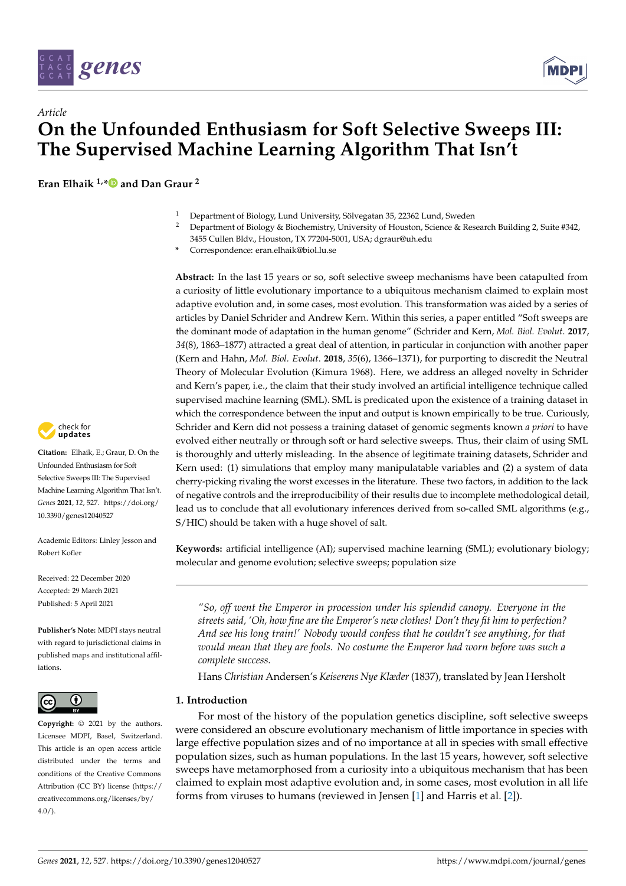*Article*

# On the Unfounded Enthusiasm for Soft Selective Sweeps III: The Supervised Machine Learning Algorithm That Isn't

**Eran Elhaik [1,*] and Dan Graur [2]**

[1] Department of Biology, Lund University, Sölvegatan 35, 22362 Lund, Sweden
[2] Department of Biology & Biochemistry, University of Houston, Science & Research Building 2, Suite #342, 3455 Cullen Bldv., Houston, TX 77204-5001, USA; dgraur@uh.edu
[*] Correspondence: eran.elhaik@biol.lu.se

**Citation:** Elhaik, E.; Graur, D. On the Unfounded Enthusiasm for Soft Selective Sweeps III: The Supervised Machine Learning Algorithm That Isn't. *Genes* **2021**, *12*, 527. https://doi.org/10.3390/genes12040527

Academic Editors: Linley Jesson and Robert Kofler

Received: 22 December 2020
Accepted: 29 March 2021
Published: 5 April 2021

**Publisher's Note:** MDPI stays neutral with regard to jurisdictional claims in published maps and institutional affiliations.

**Copyright:** © 2021 by the authors. Licensee MDPI, Basel, Switzerland. This article is an open access article distributed under the terms and conditions of the Creative Commons Attribution (CC BY) license (https://creativecommons.org/licenses/by/4.0/).

**Abstract:** In the last 15 years or so, soft selective sweep mechanisms have been catapulted from a curiosity of little evolutionary importance to a ubiquitous mechanism claimed to explain most adaptive evolution and, in some cases, most evolution. This transformation was aided by a series of articles by Daniel Schrider and Andrew Kern. Within this series, a paper entitled "Soft sweeps are the dominant mode of adaptation in the human genome" (Schrider and Kern, *Mol. Biol. Evolut.* **2017**, *34*(8), 1863–1877) attracted a great deal of attention, in particular in conjunction with another paper (Kern and Hahn, *Mol. Biol. Evolut*. **2018**, *35*(6), 1366–1371), for purporting to discredit the Neutral Theory of Molecular Evolution (Kimura 1968). Here, we address an alleged novelty in Schrider and Kern's paper, i.e., the claim that their study involved an artificial intelligence technique called supervised machine learning (SML). SML is predicated upon the existence of a training dataset in which the correspondence between the input and output is known empirically to be true. Curiously, Schrider and Kern did not possess a training dataset of genomic segments known *a priori* to have evolved either neutrally or through soft or hard selective sweeps. Thus, their claim of using SML is thoroughly and utterly misleading. In the absence of legitimate training datasets, Schrider and Kern used: (1) simulations that employ many manipulatable variables and (2) a system of data cherry-picking rivaling the worst excesses in the literature. These two factors, in addition to the lack of negative controls and the irreproducibility of their results due to incomplete methodological detail, lead us to conclude that all evolutionary inferences derived from so-called SML algorithms (e.g., S/HIC) should be taken with a huge shovel of salt.

**Keywords:** artificial intelligence (AI); supervised machine learning (SML); evolutionary biology; molecular and genome evolution; selective sweeps; population size

> *"So, off went the Emperor in procession under his splendid canopy. Everyone in the streets said, 'Oh, how fine are the Emperor's new clothes! Don't they fit him to perfection? And see his long train!' Nobody would confess that he couldn't see anything, for that would mean that they are fools. No costume the Emperor had worn before was such a complete success.*
>
> Hans *Christian* Andersen's *Keiserens Nye Klæder* (1837), translated by Jean Hersholt

## 1. Introduction

For most of the history of the population genetics discipline, soft selective sweeps were considered an obscure evolutionary mechanism of little importance in species with large effective population sizes and of no importance at all in species with small effective population sizes, such as human populations. In the last 15 years, however, soft selective sweeps have metamorphosed from a curiosity into a ubiquitous mechanism that has been claimed to explain most adaptive evolution and, in some cases, most evolution in all life forms from viruses to humans (reviewed in Jensen [1] and Harris et al. [2]).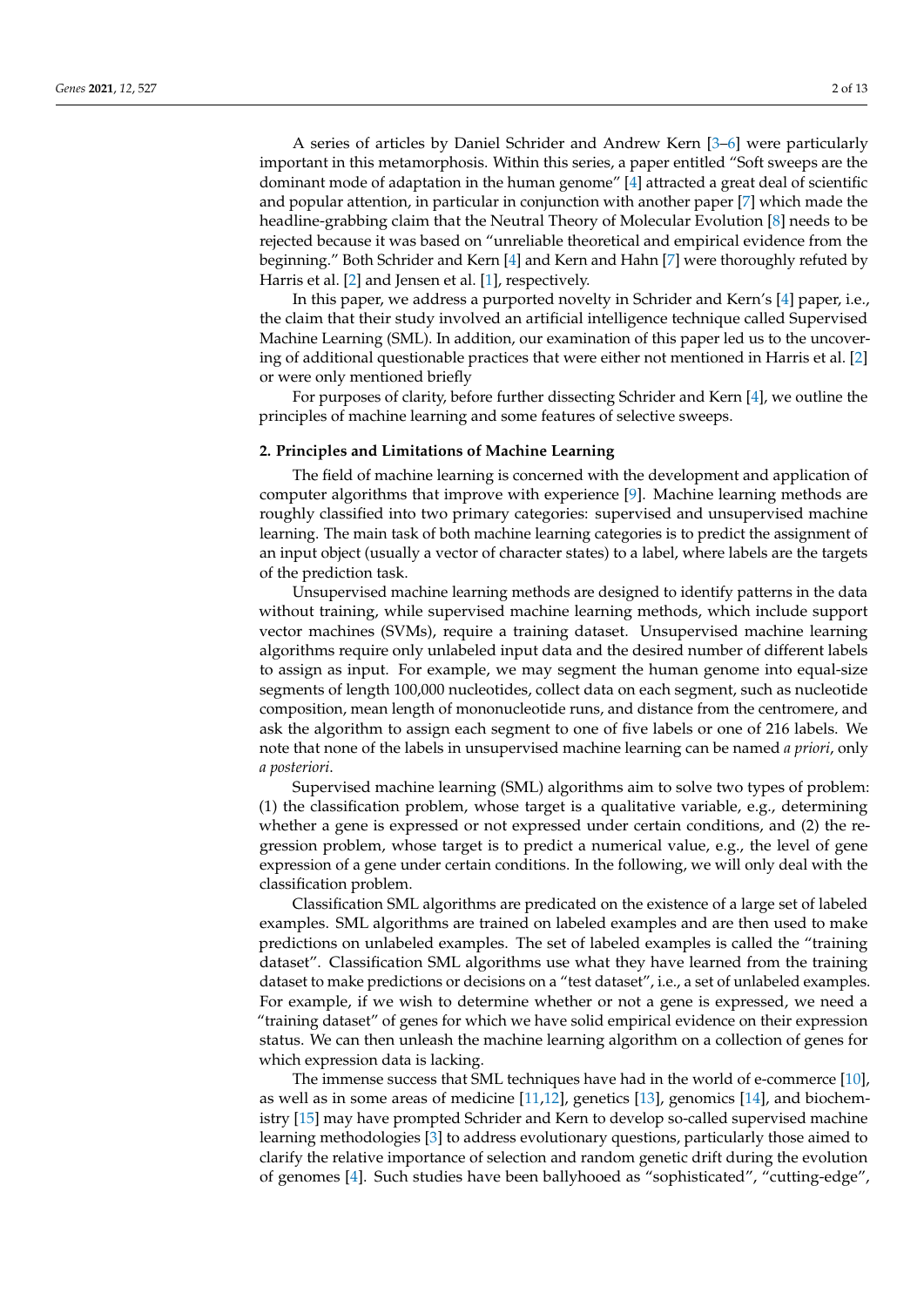A series of articles by Daniel Schrider and Andrew Kern [3–6] were particularly important in this metamorphosis. Within this series, a paper entitled "Soft sweeps are the dominant mode of adaptation in the human genome" [4] attracted a great deal of scientific and popular attention, in particular in conjunction with another paper [7] which made the headline-grabbing claim that the Neutral Theory of Molecular Evolution [8] needs to be rejected because it was based on "unreliable theoretical and empirical evidence from the beginning." Both Schrider and Kern [4] and Kern and Hahn [7] were thoroughly refuted by Harris et al. [2] and Jensen et al. [1], respectively.

In this paper, we address a purported novelty in Schrider and Kern's [4] paper, i.e., the claim that their study involved an artificial intelligence technique called Supervised Machine Learning (SML). In addition, our examination of this paper led us to the uncovering of additional questionable practices that were either not mentioned in Harris et al. [2] or were only mentioned briefly

For purposes of clarity, before further dissecting Schrider and Kern [4], we outline the principles of machine learning and some features of selective sweeps.

## 2. Principles and Limitations of Machine Learning

The field of machine learning is concerned with the development and application of computer algorithms that improve with experience [9]. Machine learning methods are roughly classified into two primary categories: supervised and unsupervised machine learning. The main task of both machine learning categories is to predict the assignment of an input object (usually a vector of character states) to a label, where labels are the targets of the prediction task.

Unsupervised machine learning methods are designed to identify patterns in the data without training, while supervised machine learning methods, which include support vector machines (SVMs), require a training dataset. Unsupervised machine learning algorithms require only unlabeled input data and the desired number of different labels to assign as input. For example, we may segment the human genome into equal-size segments of length 100,000 nucleotides, collect data on each segment, such as nucleotide composition, mean length of mononucleotide runs, and distance from the centromere, and ask the algorithm to assign each segment to one of five labels or one of 216 labels. We note that none of the labels in unsupervised machine learning can be named *a priori*, only *a posteriori*.

Supervised machine learning (SML) algorithms aim to solve two types of problem: (1) the classification problem, whose target is a qualitative variable, e.g., determining whether a gene is expressed or not expressed under certain conditions, and (2) the regression problem, whose target is to predict a numerical value, e.g., the level of gene expression of a gene under certain conditions. In the following, we will only deal with the classification problem.

Classification SML algorithms are predicated on the existence of a large set of labeled examples. SML algorithms are trained on labeled examples and are then used to make predictions on unlabeled examples. The set of labeled examples is called the "training dataset". Classification SML algorithms use what they have learned from the training dataset to make predictions or decisions on a "test dataset", i.e., a set of unlabeled examples. For example, if we wish to determine whether or not a gene is expressed, we need a "training dataset" of genes for which we have solid empirical evidence on their expression status. We can then unleash the machine learning algorithm on a collection of genes for which expression data is lacking.

The immense success that SML techniques have had in the world of e-commerce [10], as well as in some areas of medicine [11,12], genetics [13], genomics [14], and biochemistry [15] may have prompted Schrider and Kern to develop so-called supervised machine learning methodologies [3] to address evolutionary questions, particularly those aimed to clarify the relative importance of selection and random genetic drift during the evolution of genomes [4]. Such studies have been ballyhooed as "sophisticated", "cutting-edge",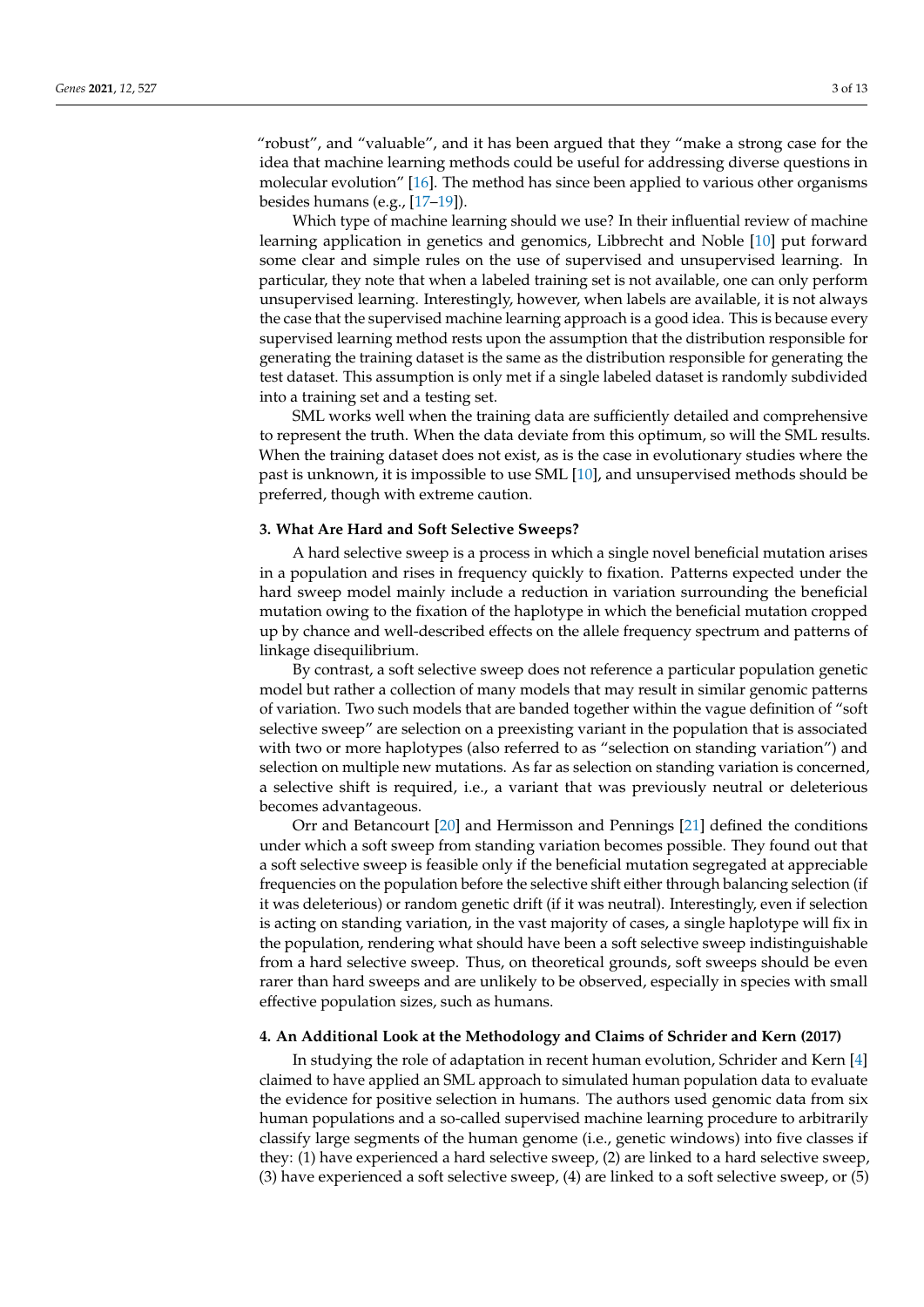"robust", and "valuable", and it has been argued that they "make a strong case for the idea that machine learning methods could be useful for addressing diverse questions in molecular evolution" [16]. The method has since been applied to various other organisms besides humans (e.g., [17–19]).

Which type of machine learning should we use? In their influential review of machine learning application in genetics and genomics, Libbrecht and Noble [10] put forward some clear and simple rules on the use of supervised and unsupervised learning. In particular, they note that when a labeled training set is not available, one can only perform unsupervised learning. Interestingly, however, when labels are available, it is not always the case that the supervised machine learning approach is a good idea. This is because every supervised learning method rests upon the assumption that the distribution responsible for generating the training dataset is the same as the distribution responsible for generating the test dataset. This assumption is only met if a single labeled dataset is randomly subdivided into a training set and a testing set.

SML works well when the training data are sufficiently detailed and comprehensive to represent the truth. When the data deviate from this optimum, so will the SML results. When the training dataset does not exist, as is the case in evolutionary studies where the past is unknown, it is impossible to use SML [10], and unsupervised methods should be preferred, though with extreme caution.

## 3. What Are Hard and Soft Selective Sweeps?

A hard selective sweep is a process in which a single novel beneficial mutation arises in a population and rises in frequency quickly to fixation. Patterns expected under the hard sweep model mainly include a reduction in variation surrounding the beneficial mutation owing to the fixation of the haplotype in which the beneficial mutation cropped up by chance and well-described effects on the allele frequency spectrum and patterns of linkage disequilibrium.

By contrast, a soft selective sweep does not reference a particular population genetic model but rather a collection of many models that may result in similar genomic patterns of variation. Two such models that are banded together within the vague definition of "soft selective sweep" are selection on a preexisting variant in the population that is associated with two or more haplotypes (also referred to as "selection on standing variation") and selection on multiple new mutations. As far as selection on standing variation is concerned, a selective shift is required, i.e., a variant that was previously neutral or deleterious becomes advantageous.

Orr and Betancourt [20] and Hermisson and Pennings [21] defined the conditions under which a soft sweep from standing variation becomes possible. They found out that a soft selective sweep is feasible only if the beneficial mutation segregated at appreciable frequencies on the population before the selective shift either through balancing selection (if it was deleterious) or random genetic drift (if it was neutral). Interestingly, even if selection is acting on standing variation, in the vast majority of cases, a single haplotype will fix in the population, rendering what should have been a soft selective sweep indistinguishable from a hard selective sweep. Thus, on theoretical grounds, soft sweeps should be even rarer than hard sweeps and are unlikely to be observed, especially in species with small effective population sizes, such as humans.

## 4. An Additional Look at the Methodology and Claims of Schrider and Kern (2017)

In studying the role of adaptation in recent human evolution, Schrider and Kern [4] claimed to have applied an SML approach to simulated human population data to evaluate the evidence for positive selection in humans. The authors used genomic data from six human populations and a so-called supervised machine learning procedure to arbitrarily classify large segments of the human genome (i.e., genetic windows) into five classes if they: (1) have experienced a hard selective sweep, (2) are linked to a hard selective sweep, (3) have experienced a soft selective sweep, (4) are linked to a soft selective sweep, or (5)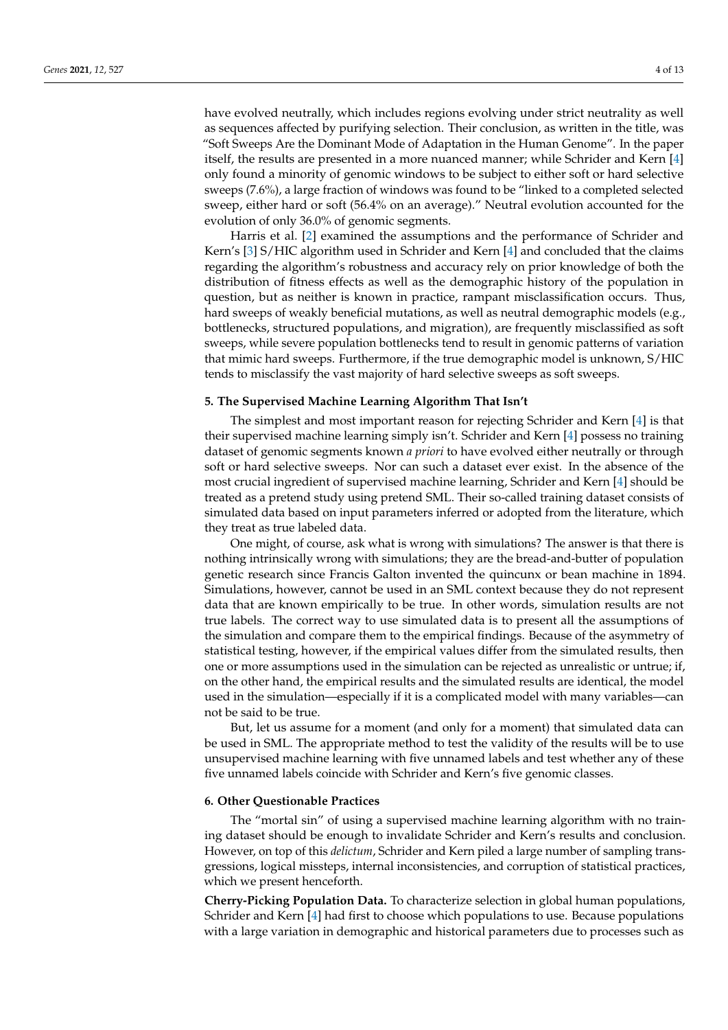have evolved neutrally, which includes regions evolving under strict neutrality as well as sequences affected by purifying selection. Their conclusion, as written in the title, was "Soft Sweeps Are the Dominant Mode of Adaptation in the Human Genome". In the paper itself, the results are presented in a more nuanced manner; while Schrider and Kern [4] only found a minority of genomic windows to be subject to either soft or hard selective sweeps (7.6%), a large fraction of windows was found to be "linked to a completed selected sweep, either hard or soft (56.4% on an average)." Neutral evolution accounted for the evolution of only 36.0% of genomic segments.

Harris et al. [2] examined the assumptions and the performance of Schrider and Kern's [3] S/HIC algorithm used in Schrider and Kern [4] and concluded that the claims regarding the algorithm's robustness and accuracy rely on prior knowledge of both the distribution of fitness effects as well as the demographic history of the population in question, but as neither is known in practice, rampant misclassification occurs. Thus, hard sweeps of weakly beneficial mutations, as well as neutral demographic models (e.g., bottlenecks, structured populations, and migration), are frequently misclassified as soft sweeps, while severe population bottlenecks tend to result in genomic patterns of variation that mimic hard sweeps. Furthermore, if the true demographic model is unknown, S/HIC tends to misclassify the vast majority of hard selective sweeps as soft sweeps.

## 5. The Supervised Machine Learning Algorithm That Isn't

The simplest and most important reason for rejecting Schrider and Kern [4] is that their supervised machine learning simply isn't. Schrider and Kern [4] possess no training dataset of genomic segments known *a priori* to have evolved either neutrally or through soft or hard selective sweeps. Nor can such a dataset ever exist. In the absence of the most crucial ingredient of supervised machine learning, Schrider and Kern [4] should be treated as a pretend study using pretend SML. Their so-called training dataset consists of simulated data based on input parameters inferred or adopted from the literature, which they treat as true labeled data.

One might, of course, ask what is wrong with simulations? The answer is that there is nothing intrinsically wrong with simulations; they are the bread-and-butter of population genetic research since Francis Galton invented the quincunx or bean machine in 1894. Simulations, however, cannot be used in an SML context because they do not represent data that are known empirically to be true. In other words, simulation results are not true labels. The correct way to use simulated data is to present all the assumptions of the simulation and compare them to the empirical findings. Because of the asymmetry of statistical testing, however, if the empirical values differ from the simulated results, then one or more assumptions used in the simulation can be rejected as unrealistic or untrue; if, on the other hand, the empirical results and the simulated results are identical, the model used in the simulation—especially if it is a complicated model with many variables—can not be said to be true.

But, let us assume for a moment (and only for a moment) that simulated data can be used in SML. The appropriate method to test the validity of the results will be to use unsupervised machine learning with five unnamed labels and test whether any of these five unnamed labels coincide with Schrider and Kern's five genomic classes.

## 6. Other Questionable Practices

The "mortal sin" of using a supervised machine learning algorithm with no training dataset should be enough to invalidate Schrider and Kern's results and conclusion. However, on top of this *delictum*, Schrider and Kern piled a large number of sampling transgressions, logical missteps, internal inconsistencies, and corruption of statistical practices, which we present henceforth.

**Cherry-Picking Population Data.** To characterize selection in global human populations, Schrider and Kern [4] had first to choose which populations to use. Because populations with a large variation in demographic and historical parameters due to processes such as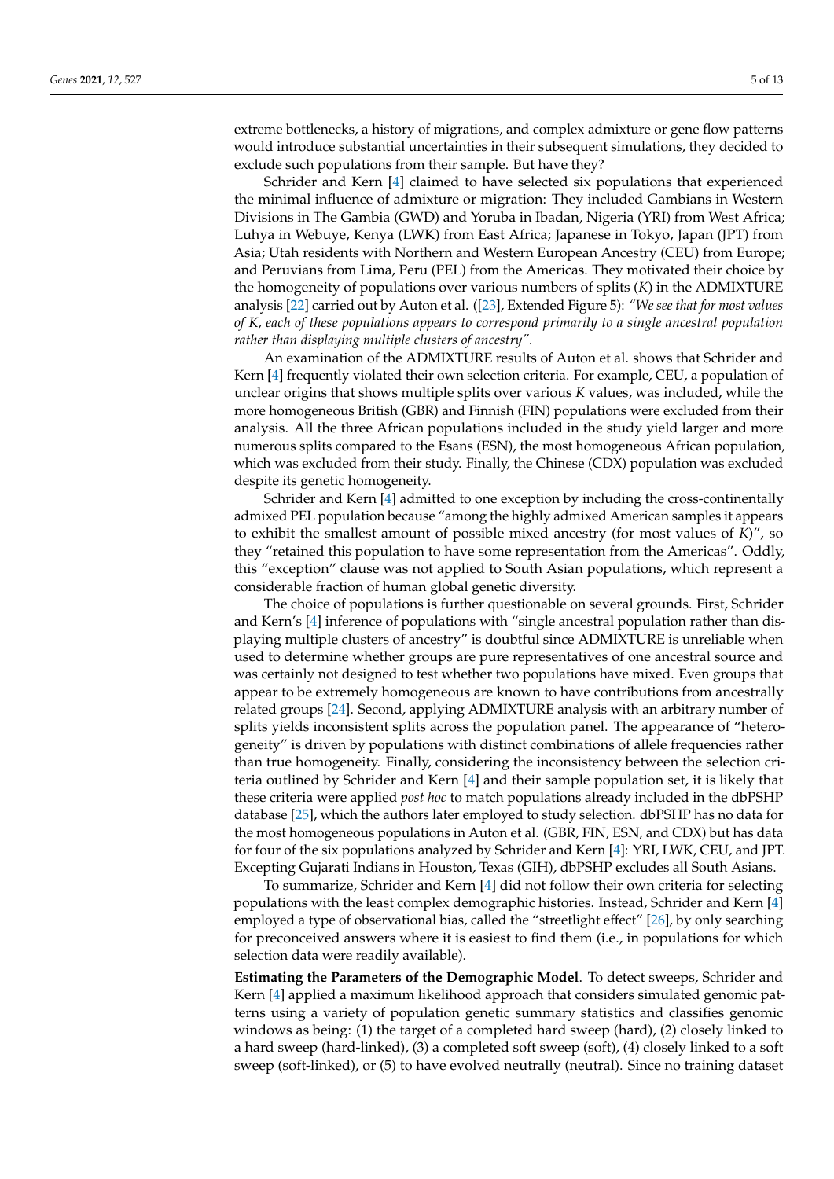extreme bottlenecks, a history of migrations, and complex admixture or gene flow patterns would introduce substantial uncertainties in their subsequent simulations, they decided to exclude such populations from their sample. But have they?

Schrider and Kern [4] claimed to have selected six populations that experienced the minimal influence of admixture or migration: They included Gambians in Western Divisions in The Gambia (GWD) and Yoruba in Ibadan, Nigeria (YRI) from West Africa; Luhya in Webuye, Kenya (LWK) from East Africa; Japanese in Tokyo, Japan (JPT) from Asia; Utah residents with Northern and Western European Ancestry (CEU) from Europe; and Peruvians from Lima, Peru (PEL) from the Americas. They motivated their choice by the homogeneity of populations over various numbers of splits (*K*) in the ADMIXTURE analysis [22] carried out by Auton et al. ([23], Extended Figure 5): *"We see that for most values of K, each of these populations appears to correspond primarily to a single ancestral population rather than displaying multiple clusters of ancestry".*

An examination of the ADMIXTURE results of Auton et al. shows that Schrider and Kern [4] frequently violated their own selection criteria. For example, CEU, a population of unclear origins that shows multiple splits over various *K* values, was included, while the more homogeneous British (GBR) and Finnish (FIN) populations were excluded from their analysis. All the three African populations included in the study yield larger and more numerous splits compared to the Esans (ESN), the most homogeneous African population, which was excluded from their study. Finally, the Chinese (CDX) population was excluded despite its genetic homogeneity.

Schrider and Kern [4] admitted to one exception by including the cross-continentally admixed PEL population because "among the highly admixed American samples it appears to exhibit the smallest amount of possible mixed ancestry (for most values of *K*)", so they "retained this population to have some representation from the Americas". Oddly, this "exception" clause was not applied to South Asian populations, which represent a considerable fraction of human global genetic diversity.

The choice of populations is further questionable on several grounds. First, Schrider and Kern's [4] inference of populations with "single ancestral population rather than displaying multiple clusters of ancestry" is doubtful since ADMIXTURE is unreliable when used to determine whether groups are pure representatives of one ancestral source and was certainly not designed to test whether two populations have mixed. Even groups that appear to be extremely homogeneous are known to have contributions from ancestrally related groups [24]. Second, applying ADMIXTURE analysis with an arbitrary number of splits yields inconsistent splits across the population panel. The appearance of "heterogeneity" is driven by populations with distinct combinations of allele frequencies rather than true homogeneity. Finally, considering the inconsistency between the selection criteria outlined by Schrider and Kern [4] and their sample population set, it is likely that these criteria were applied *post hoc* to match populations already included in the dbPSHP database [25], which the authors later employed to study selection. dbPSHP has no data for the most homogeneous populations in Auton et al. (GBR, FIN, ESN, and CDX) but has data for four of the six populations analyzed by Schrider and Kern [4]: YRI, LWK, CEU, and JPT. Excepting Gujarati Indians in Houston, Texas (GIH), dbPSHP excludes all South Asians.

To summarize, Schrider and Kern [4] did not follow their own criteria for selecting populations with the least complex demographic histories. Instead, Schrider and Kern [4] employed a type of observational bias, called the "streetlight effect" [26], by only searching for preconceived answers where it is easiest to find them (i.e., in populations for which selection data were readily available).

**Estimating the Parameters of the Demographic Model**. To detect sweeps, Schrider and Kern [4] applied a maximum likelihood approach that considers simulated genomic patterns using a variety of population genetic summary statistics and classifies genomic windows as being: (1) the target of a completed hard sweep (hard), (2) closely linked to a hard sweep (hard-linked), (3) a completed soft sweep (soft), (4) closely linked to a soft sweep (soft-linked), or (5) to have evolved neutrally (neutral). Since no training dataset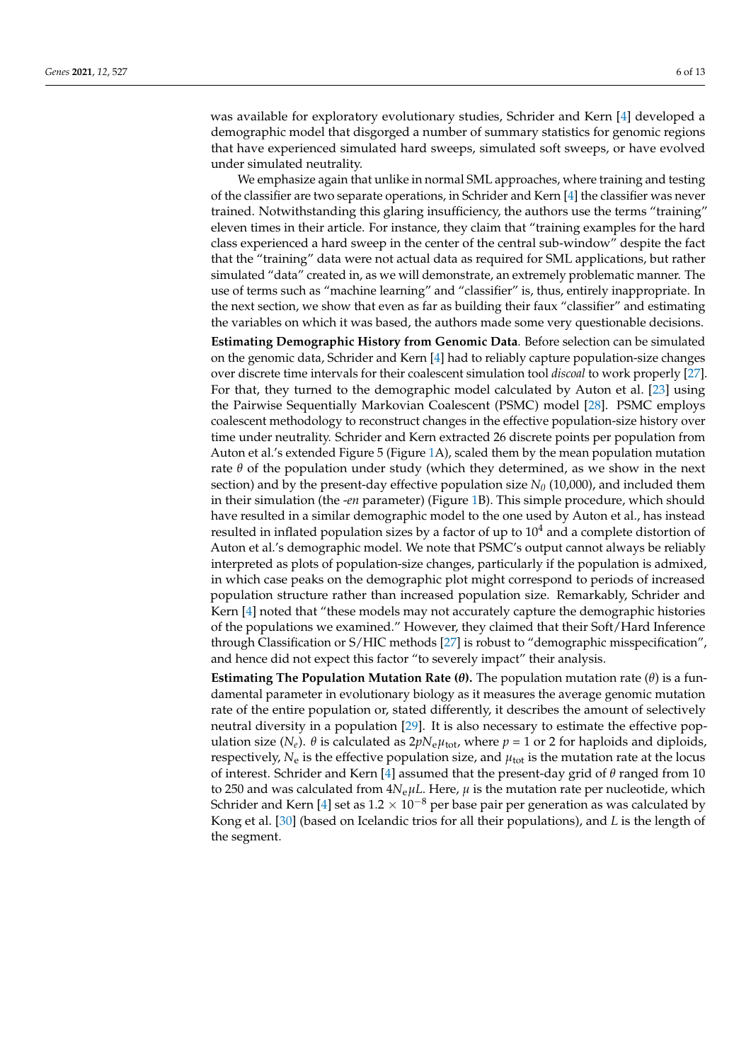was available for exploratory evolutionary studies, Schrider and Kern [4] developed a demographic model that disgorged a number of summary statistics for genomic regions that have experienced simulated hard sweeps, simulated soft sweeps, or have evolved under simulated neutrality.

We emphasize again that unlike in normal SML approaches, where training and testing of the classifier are two separate operations, in Schrider and Kern [4] the classifier was never trained. Notwithstanding this glaring insufficiency, the authors use the terms "training" eleven times in their article. For instance, they claim that "training examples for the hard class experienced a hard sweep in the center of the central sub-window" despite the fact that the "training" data were not actual data as required for SML applications, but rather simulated "data" created in, as we will demonstrate, an extremely problematic manner. The use of terms such as "machine learning" and "classifier" is, thus, entirely inappropriate. In the next section, we show that even as far as building their faux "classifier" and estimating the variables on which it was based, the authors made some very questionable decisions.

**Estimating Demographic History from Genomic Data**. Before selection can be simulated on the genomic data, Schrider and Kern [4] had to reliably capture population-size changes over discrete time intervals for their coalescent simulation tool *discoal* to work properly [27]. For that, they turned to the demographic model calculated by Auton et al. [23] using the Pairwise Sequentially Markovian Coalescent (PSMC) model [28]. PSMC employs coalescent methodology to reconstruct changes in the effective population-size history over time under neutrality. Schrider and Kern extracted 26 discrete points per population from Auton et al.'s extended Figure 5 (Figure 1A), scaled them by the mean population mutation rate $\theta$ of the population under study (which they determined, as we show in the next section) and by the present-day effective population size $N_0$ (10,000), and included them in their simulation (the *-en* parameter) (Figure 1B). This simple procedure, which should have resulted in a similar demographic model to the one used by Auton et al., has instead resulted in inflated population sizes by a factor of up to $10^4$ and a complete distortion of Auton et al.'s demographic model. We note that PSMC's output cannot always be reliably interpreted as plots of population-size changes, particularly if the population is admixed, in which case peaks on the demographic plot might correspond to periods of increased population structure rather than increased population size. Remarkably, Schrider and Kern [4] noted that "these models may not accurately capture the demographic histories of the populations we examined." However, they claimed that their Soft/Hard Inference through Classification or S/HIC methods [27] is robust to "demographic misspecification", and hence did not expect this factor "to severely impact" their analysis.

**Estimating The Population Mutation Rate ($\theta$).** The population mutation rate ($\theta$) is a fundamental parameter in evolutionary biology as it measures the average genomic mutation rate of the entire population or, stated differently, it describes the amount of selectively neutral diversity in a population [29]. It is also necessary to estimate the effective population size ($N_e$). $\theta$ is calculated as $2pN_e\mu_{tot}$, where $p$ = 1 or 2 for haploids and diploids, respectively, $N_e$ is the effective population size, and $\mu_{tot}$ is the mutation rate at the locus of interest. Schrider and Kern [4] assumed that the present-day grid of $\theta$ ranged from 10 to 250 and was calculated from $4N_e\mu L$. Here, $\mu$ is the mutation rate per nucleotide, which Schrider and Kern [4] set as $1.2 \times 10^{-8}$ per base pair per generation as was calculated by Kong et al. [30] (based on Icelandic trios for all their populations), and $L$ is the length of the segment.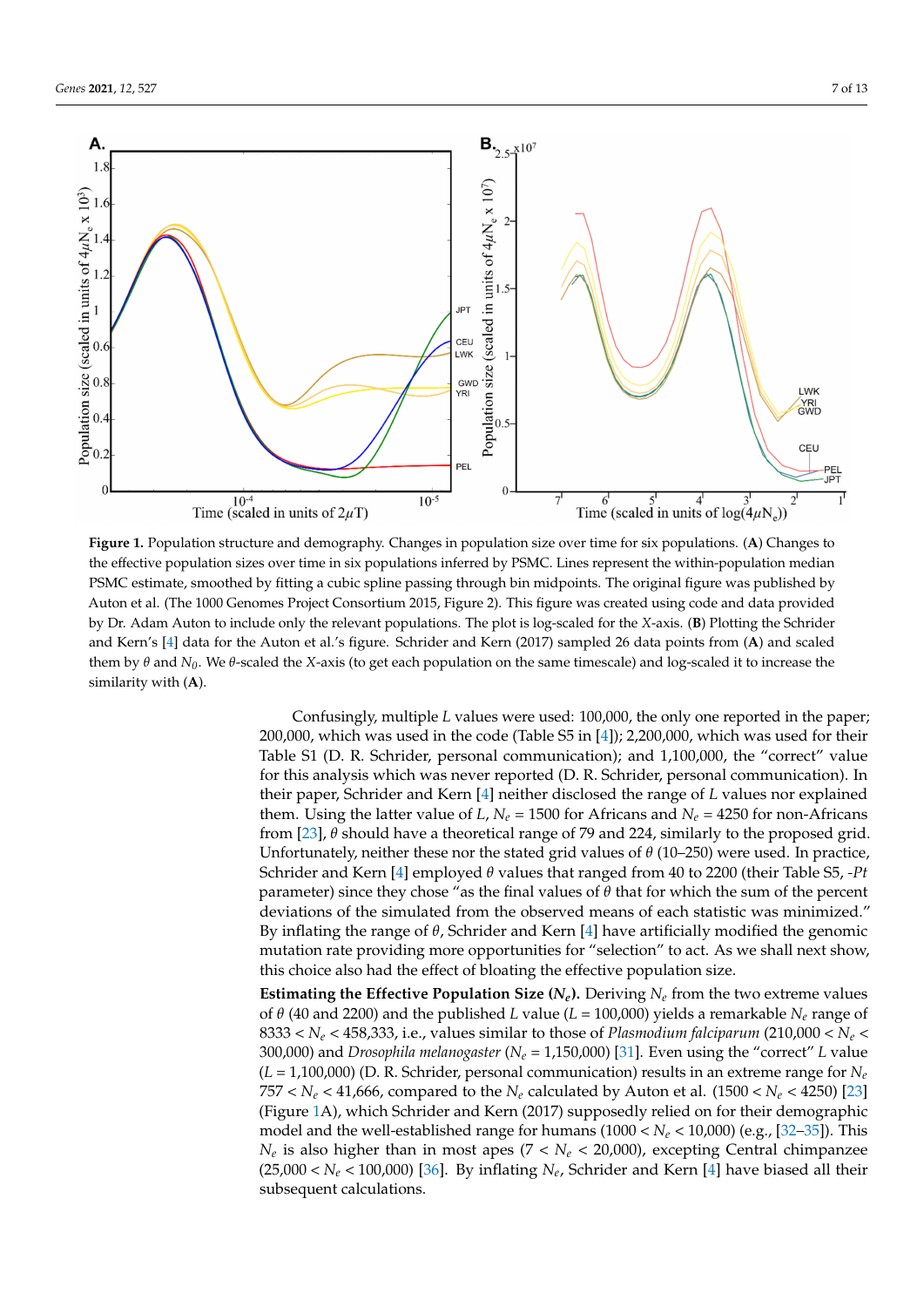**Figure 1.** Population structure and demography. Changes in population size over time for six populations. (**A**) Changes to the effective population sizes over time in six populations inferred by PSMC. Lines represent the within-population median PSMC estimate, smoothed by fitting a cubic spline passing through bin midpoints. The original figure was published by Auton et al. (The 1000 Genomes Project Consortium 2015, Figure 2). This figure was created using code and data provided by Dr. Adam Auton to include only the relevant populations. The plot is log-scaled for the X-axis. (**B**) Plotting the Schrider and Kern's [4] data for the Auton et al.'s figure. Schrider and Kern (2017) sampled 26 data points from (**A**) and scaled them by $\theta$ and $N_0$. We $\theta$-scaled the X-axis (to get each population on the same timescale) and log-scaled it to increase the similarity with (**A**).

Confusingly, multiple $L$ values were used: 100,000, the only one reported in the paper; 200,000, which was used in the code (Table S5 in [4]); 2,200,000, which was used for their Table S1 (D. R. Schrider, personal communication); and 1,100,000, the "correct" value for this analysis which was never reported (D. R. Schrider, personal communication). In their paper, Schrider and Kern [4] neither disclosed the range of $L$ values nor explained them. Using the latter value of $L$, $N_e$ = 1500 for Africans and $N_e$ = 4250 for non-Africans from [23], $\theta$ should have a theoretical range of 79 and 224, similarly to the proposed grid. Unfortunately, neither these nor the stated grid values of $\theta$ (10–250) were used. In practice, Schrider and Kern [4] employed $\theta$ values that ranged from 40 to 2200 (their Table S5, *-Pt* parameter) since they chose "as the final values of $\theta$ that for which the sum of the percent deviations of the simulated from the observed means of each statistic was minimized." By inflating the range of $\theta$, Schrider and Kern [4] have artificially modified the genomic mutation rate providing more opportunities for "selection" to act. As we shall next show, this choice also had the effect of bloating the effective population size.

**Estimating the Effective Population Size ($N_e$).** Deriving $N_e$ from the two extreme values of $\theta$ (40 and 2200) and the published $L$ value ($L$ = 100,000) yields a remarkable $N_e$ range of $8333 < N_e < 458,333$, i.e., values similar to those of *Plasmodium falciparum* ($210,000 < N_e < 300,000$) and *Drosophila melanogaster* ($N_e$ = 1,150,000) [31]. Even using the "correct" $L$ value ($L$ = 1,100,000) (D. R. Schrider, personal communication) results in an extreme range for $N_e$ $757 < N_e < 41,666$, compared to the $N_e$ calculated by Auton et al. ($1500 < N_e < 4250$) [23] (Figure 1A), which Schrider and Kern (2017) supposedly relied on for their demographic model and the well-established range for humans ($1000 < N_e < 10,000$) (e.g., [32–35]). This $N_e$ is also higher than in most apes ($7 < N_e < 20,000$), excepting Central chimpanzee ($25,000 < N_e < 100,000$) [36]. By inflating $N_e$, Schrider and Kern [4] have biased all their subsequent calculations.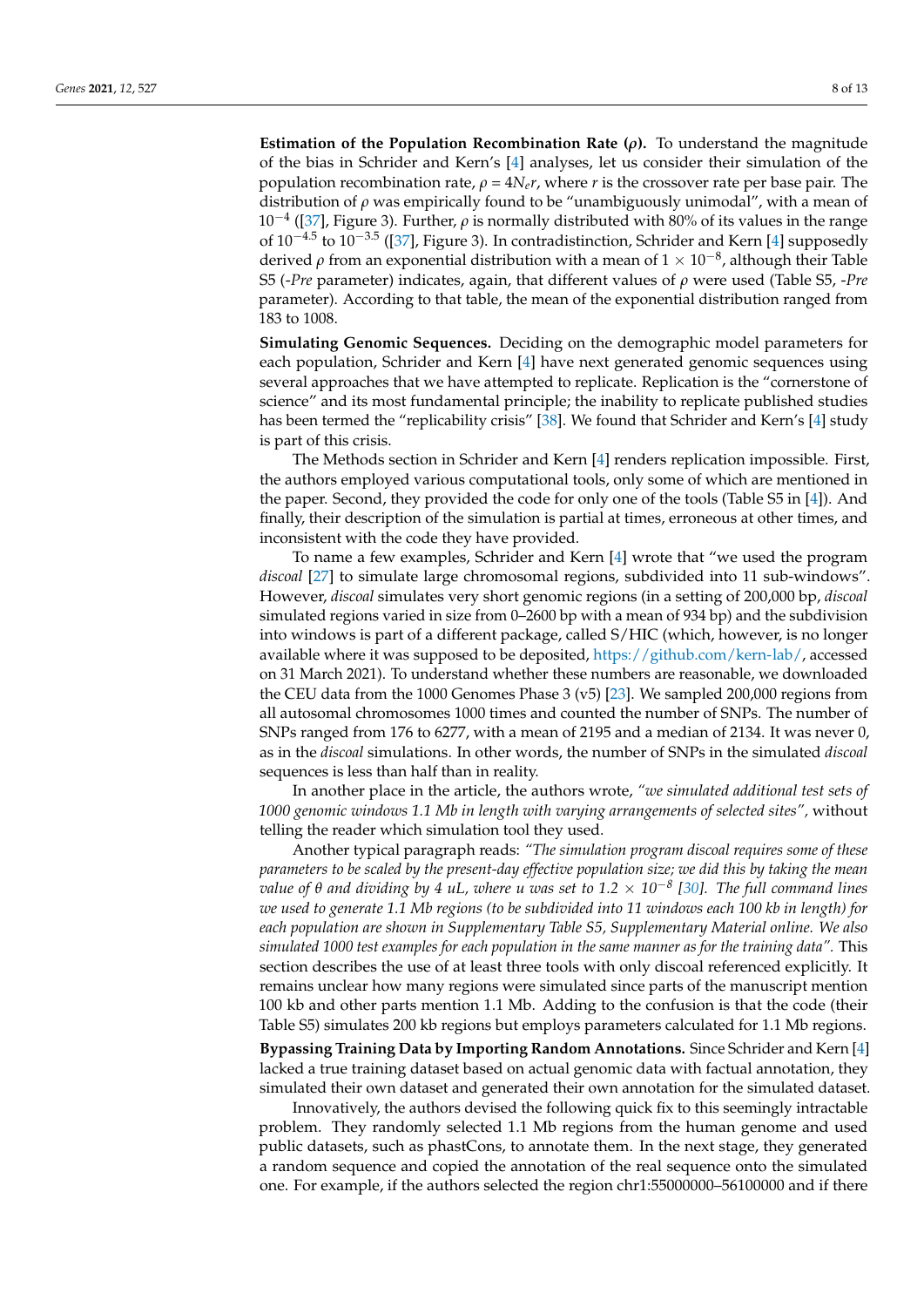**Estimation of the Population Recombination Rate ($\rho$).** To understand the magnitude of the bias in Schrider and Kern's [4] analyses, let us consider their simulation of the population recombination rate, $\rho = 4N_e r$, where $r$ is the crossover rate per base pair. The distribution of $\rho$ was empirically found to be "unambiguously unimodal", with a mean of $10^{-4}$ ([37], Figure 3). Further, $\rho$ is normally distributed with 80% of its values in the range of $10^{-4.5}$ to $10^{-3.5}$ ([37], Figure 3). In contradistinction, Schrider and Kern [4] supposedly derived $\rho$ from an exponential distribution with a mean of $1 \times 10^{-8}$, although their Table S5 (*-Pre* parameter) indicates, again, that different values of $\rho$ were used (Table S5, *-Pre* parameter). According to that table, the mean of the exponential distribution ranged from 183 to 1008.

**Simulating Genomic Sequences.** Deciding on the demographic model parameters for each population, Schrider and Kern [4] have next generated genomic sequences using several approaches that we have attempted to replicate. Replication is the "cornerstone of science" and its most fundamental principle; the inability to replicate published studies has been termed the "replicability crisis" [38]. We found that Schrider and Kern's [4] study is part of this crisis.

The Methods section in Schrider and Kern [4] renders replication impossible. First, the authors employed various computational tools, only some of which are mentioned in the paper. Second, they provided the code for only one of the tools (Table S5 in [4]). And finally, their description of the simulation is partial at times, erroneous at other times, and inconsistent with the code they have provided.

To name a few examples, Schrider and Kern [4] wrote that "we used the program *discoal* [27] to simulate large chromosomal regions, subdivided into 11 sub-windows". However, *discoal* simulates very short genomic regions (in a setting of 200,000 bp, *discoal* simulated regions varied in size from 0–2600 bp with a mean of 934 bp) and the subdivision into windows is part of a different package, called S/HIC (which, however, is no longer available where it was supposed to be deposited, https://github.com/kern-lab/, accessed on 31 March 2021). To understand whether these numbers are reasonable, we downloaded the CEU data from the 1000 Genomes Phase 3 (v5) [23]. We sampled 200,000 regions from all autosomal chromosomes 1000 times and counted the number of SNPs. The number of SNPs ranged from 176 to 6277, with a mean of 2195 and a median of 2134. It was never 0, as in the *discoal* simulations. In other words, the number of SNPs in the simulated *discoal* sequences is less than half than in reality.

In another place in the article, the authors wrote, *"we simulated additional test sets of 1000 genomic windows 1.1 Mb in length with varying arrangements of selected sites"*, without telling the reader which simulation tool they used.

Another typical paragraph reads: *"The simulation program discoal requires some of these parameters to be scaled by the present-day effective population size; we did this by taking the mean value of θ and dividing by 4 uL, where u was set to 1.2 × $10^{-8}$ [30]. The full command lines we used to generate 1.1 Mb regions (to be subdivided into 11 windows each 100 kb in length) for each population are shown in Supplementary Table S5, Supplementary Material online. We also simulated 1000 test examples for each population in the same manner as for the training data"*. This section describes the use of at least three tools with only discoal referenced explicitly. It remains unclear how many regions were simulated since parts of the manuscript mention 100 kb and other parts mention 1.1 Mb. Adding to the confusion is that the code (their Table S5) simulates 200 kb regions but employs parameters calculated for 1.1 Mb regions.

**Bypassing Training Data by Importing Random Annotations.** Since Schrider and Kern [4] lacked a true training dataset based on actual genomic data with factual annotation, they simulated their own dataset and generated their own annotation for the simulated dataset.

Innovatively, the authors devised the following quick fix to this seemingly intractable problem. They randomly selected 1.1 Mb regions from the human genome and used public datasets, such as phastCons, to annotate them. In the next stage, they generated a random sequence and copied the annotation of the real sequence onto the simulated one. For example, if the authors selected the region chr1:55000000–56100000 and if there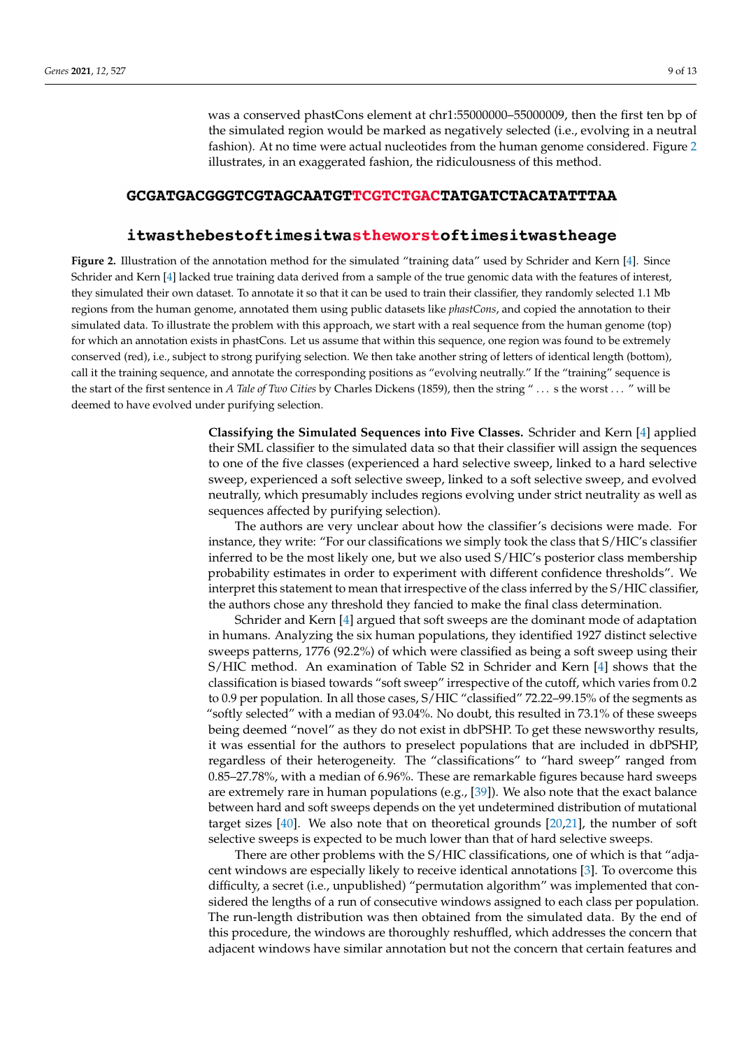was a conserved phastCons element at chr1:55000000–55000009, then the first ten bp of the simulated region would be marked as negatively selected (i.e., evolving in a neutral fashion). At no time were actual nucleotides from the human genome considered. Figure 2 illustrates, in an exaggerated fashion, the ridiculousness of this method.

**GCGATGACGGGTCGTAGCAATGTTCGTCTGACTATGATCTACATATTTAA**

**itwasthebestoftimesitwastheworstoftimesitwastheage**

**Figure 2.** Illustration of the annotation method for the simulated "training data" used by Schrider and Kern [4]. Since Schrider and Kern [4] lacked true training data derived from a sample of the true genomic data with the features of interest, they simulated their own dataset. To annotate it so that it can be used to train their classifier, they randomly selected 1.1 Mb regions from the human genome, annotated them using public datasets like *phastCons*, and copied the annotation to their simulated data. To illustrate the problem with this approach, we start with a real sequence from the human genome (top) for which an annotation exists in phastCons. Let us assume that within this sequence, one region was found to be extremely conserved (red), i.e., subject to strong purifying selection. We then take another string of letters of identical length (bottom), call it the training sequence, and annotate the corresponding positions as "evolving neutrally." If the "training" sequence is the start of the first sentence in *A Tale of Two Cities* by Charles Dickens (1859), then the string " . . . s the worst . . . " will be deemed to have evolved under purifying selection.

**Classifying the Simulated Sequences into Five Classes.** Schrider and Kern [4] applied their SML classifier to the simulated data so that their classifier will assign the sequences to one of the five classes (experienced a hard selective sweep, linked to a hard selective sweep, experienced a soft selective sweep, linked to a soft selective sweep, and evolved neutrally, which presumably includes regions evolving under strict neutrality as well as sequences affected by purifying selection).

The authors are very unclear about how the classifier's decisions were made. For instance, they write: "For our classifications we simply took the class that S/HIC's classifier inferred to be the most likely one, but we also used S/HIC's posterior class membership probability estimates in order to experiment with different confidence thresholds". We interpret this statement to mean that irrespective of the class inferred by the S/HIC classifier, the authors chose any threshold they fancied to make the final class determination.

Schrider and Kern [4] argued that soft sweeps are the dominant mode of adaptation in humans. Analyzing the six human populations, they identified 1927 distinct selective sweeps patterns, 1776 (92.2%) of which were classified as being a soft sweep using their S/HIC method. An examination of Table S2 in Schrider and Kern [4] shows that the classification is biased towards "soft sweep" irrespective of the cutoff, which varies from 0.2 to 0.9 per population. In all those cases, S/HIC "classified" 72.22–99.15% of the segments as "softly selected" with a median of 93.04%. No doubt, this resulted in 73.1% of these sweeps being deemed "novel" as they do not exist in dbPSHP. To get these newsworthy results, it was essential for the authors to preselect populations that are included in dbPSHP, regardless of their heterogeneity. The "classifications" to "hard sweep" ranged from 0.85–27.78%, with a median of 6.96%. These are remarkable figures because hard sweeps are extremely rare in human populations (e.g., [39]). We also note that the exact balance between hard and soft sweeps depends on the yet undetermined distribution of mutational target sizes [40]. We also note that on theoretical grounds [20,21], the number of soft selective sweeps is expected to be much lower than that of hard selective sweeps.

There are other problems with the S/HIC classifications, one of which is that "adjacent windows are especially likely to receive identical annotations [3]. To overcome this difficulty, a secret (i.e., unpublished) "permutation algorithm" was implemented that considered the lengths of a run of consecutive windows assigned to each class per population. The run-length distribution was then obtained from the simulated data. By the end of this procedure, the windows are thoroughly reshuffled, which addresses the concern that adjacent windows have similar annotation but not the concern that certain features and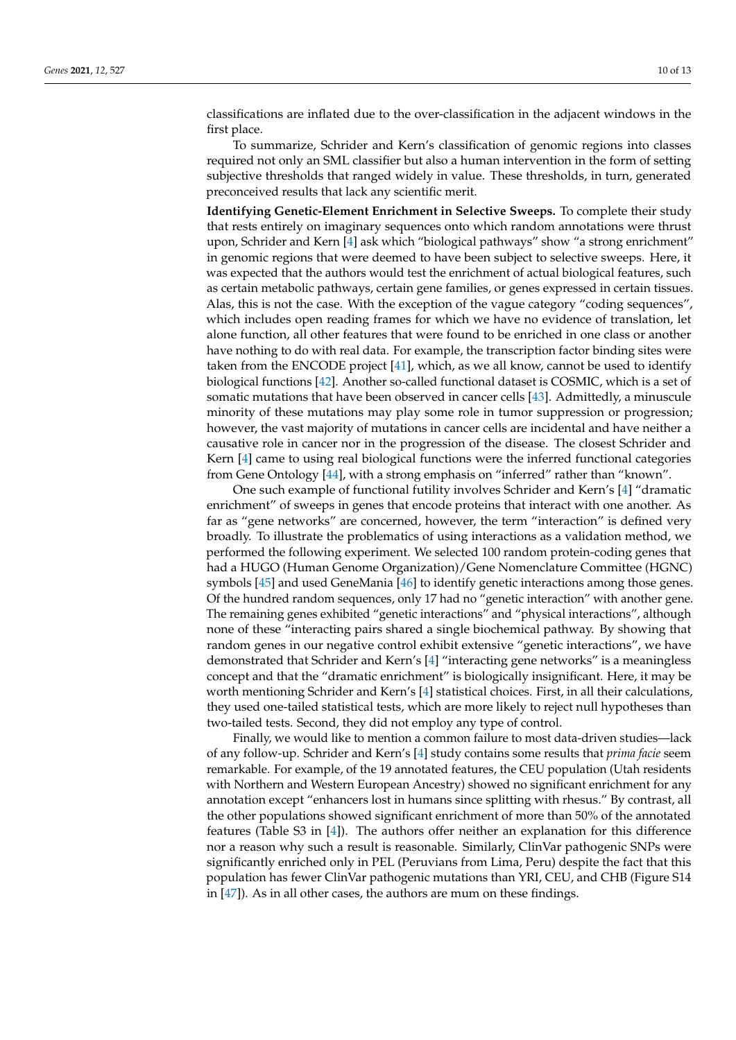classifications are inflated due to the over-classification in the adjacent windows in the first place.

To summarize, Schrider and Kern's classification of genomic regions into classes required not only an SML classifier but also a human intervention in the form of setting subjective thresholds that ranged widely in value. These thresholds, in turn, generated preconceived results that lack any scientific merit.

**Identifying Genetic-Element Enrichment in Selective Sweeps.** To complete their study that rests entirely on imaginary sequences onto which random annotations were thrust upon, Schrider and Kern [4] ask which "biological pathways" show "a strong enrichment" in genomic regions that were deemed to have been subject to selective sweeps. Here, it was expected that the authors would test the enrichment of actual biological features, such as certain metabolic pathways, certain gene families, or genes expressed in certain tissues. Alas, this is not the case. With the exception of the vague category "coding sequences", which includes open reading frames for which we have no evidence of translation, let alone function, all other features that were found to be enriched in one class or another have nothing to do with real data. For example, the transcription factor binding sites were taken from the ENCODE project [41], which, as we all know, cannot be used to identify biological functions [42]. Another so-called functional dataset is COSMIC, which is a set of somatic mutations that have been observed in cancer cells [43]. Admittedly, a minuscule minority of these mutations may play some role in tumor suppression or progression; however, the vast majority of mutations in cancer cells are incidental and have neither a causative role in cancer nor in the progression of the disease. The closest Schrider and Kern [4] came to using real biological functions were the inferred functional categories from Gene Ontology [44], with a strong emphasis on "inferred" rather than "known".

One such example of functional futility involves Schrider and Kern's [4] "dramatic enrichment" of sweeps in genes that encode proteins that interact with one another. As far as "gene networks" are concerned, however, the term "interaction" is defined very broadly. To illustrate the problematics of using interactions as a validation method, we performed the following experiment. We selected 100 random protein-coding genes that had a HUGO (Human Genome Organization)/Gene Nomenclature Committee (HGNC) symbols [45] and used GeneMania [46] to identify genetic interactions among those genes. Of the hundred random sequences, only 17 had no "genetic interaction" with another gene. The remaining genes exhibited "genetic interactions" and "physical interactions", although none of these "interacting pairs shared a single biochemical pathway. By showing that random genes in our negative control exhibit extensive "genetic interactions", we have demonstrated that Schrider and Kern's [4] "interacting gene networks" is a meaningless concept and that the "dramatic enrichment" is biologically insignificant. Here, it may be worth mentioning Schrider and Kern's [4] statistical choices. First, in all their calculations, they used one-tailed statistical tests, which are more likely to reject null hypotheses than two-tailed tests. Second, they did not employ any type of control.

Finally, we would like to mention a common failure to most data-driven studies—lack of any follow-up. Schrider and Kern's [4] study contains some results that *prima facie* seem remarkable. For example, of the 19 annotated features, the CEU population (Utah residents with Northern and Western European Ancestry) showed no significant enrichment for any annotation except "enhancers lost in humans since splitting with rhesus." By contrast, all the other populations showed significant enrichment of more than 50% of the annotated features (Table S3 in [4]). The authors offer neither an explanation for this difference nor a reason why such a result is reasonable. Similarly, ClinVar pathogenic SNPs were significantly enriched only in PEL (Peruvians from Lima, Peru) despite the fact that this population has fewer ClinVar pathogenic mutations than YRI, CEU, and CHB (Figure S14 in [47]). As in all other cases, the authors are mum on these findings.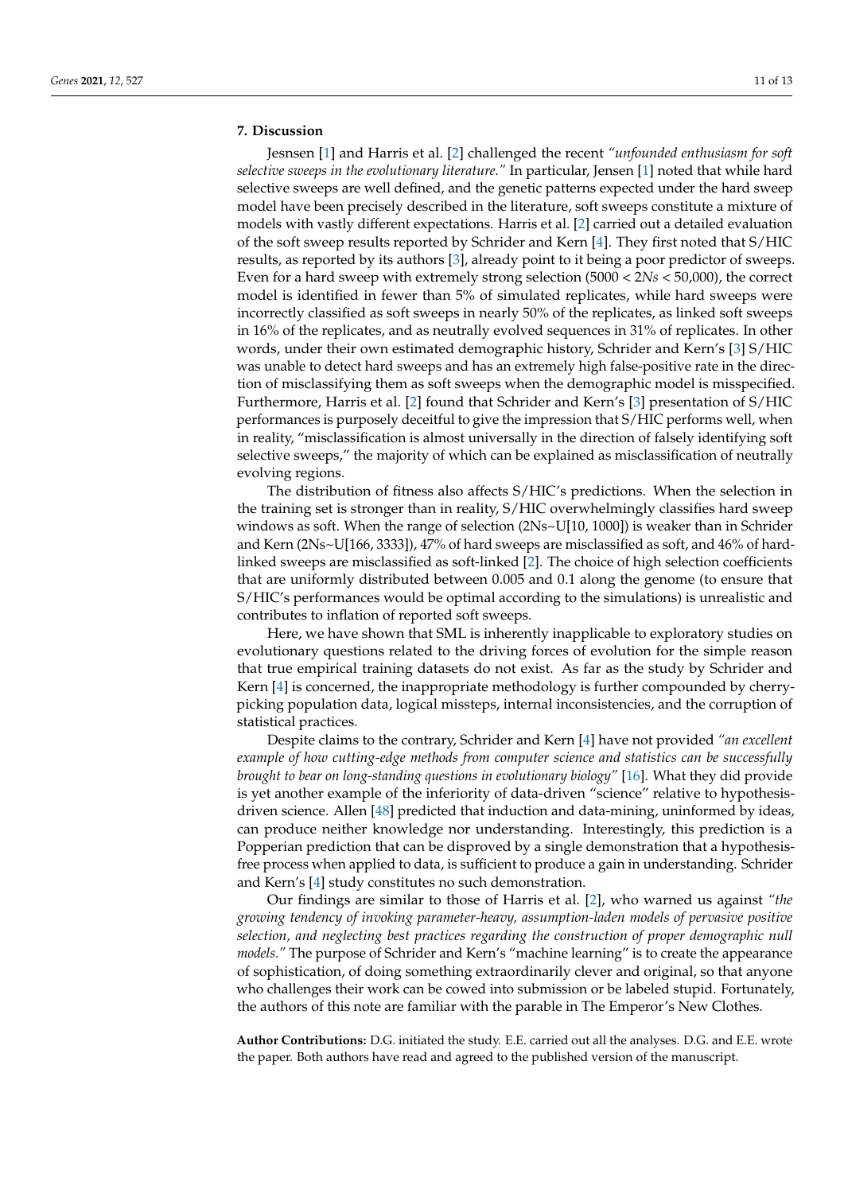## 7. Discussion

Jesnsen [1] and Harris et al. [2] challenged the recent *"unfounded enthusiasm for soft selective sweeps in the evolutionary literature."* In particular, Jensen [1] noted that while hard selective sweeps are well defined, and the genetic patterns expected under the hard sweep model have been precisely described in the literature, soft sweeps constitute a mixture of models with vastly different expectations. Harris et al. [2] carried out a detailed evaluation of the soft sweep results reported by Schrider and Kern [4]. They first noted that S/HIC results, as reported by its authors [3], already point to it being a poor predictor of sweeps. Even for a hard sweep with extremely strong selection ($5000 < 2Ns < 50{,}000$), the correct model is identified in fewer than 5% of simulated replicates, while hard sweeps were incorrectly classified as soft sweeps in nearly 50% of the replicates, as linked soft sweeps in 16% of the replicates, and as neutrally evolved sequences in 31% of replicates. In other words, under their own estimated demographic history, Schrider and Kern's [3] S/HIC was unable to detect hard sweeps and has an extremely high false-positive rate in the direction of misclassifying them as soft sweeps when the demographic model is misspecified. Furthermore, Harris et al. [2] found that Schrider and Kern's [3] presentation of S/HIC performances is purposely deceitful to give the impression that S/HIC performs well, when in reality, "misclassification is almost universally in the direction of falsely identifying soft selective sweeps," the majority of which can be explained as misclassification of neutrally evolving regions.

The distribution of fitness also affects S/HIC's predictions. When the selection in the training set is stronger than in reality, S/HIC overwhelmingly classifies hard sweep windows as soft. When the range of selection (2Ns~U[10, 1000]) is weaker than in Schrider and Kern (2Ns~U[166, 3333]), 47% of hard sweeps are misclassified as soft, and 46% of hard-linked sweeps are misclassified as soft-linked [2]. The choice of high selection coefficients that are uniformly distributed between 0.005 and 0.1 along the genome (to ensure that S/HIC's performances would be optimal according to the simulations) is unrealistic and contributes to inflation of reported soft sweeps.

Here, we have shown that SML is inherently inapplicable to exploratory studies on evolutionary questions related to the driving forces of evolution for the simple reason that true empirical training datasets do not exist. As far as the study by Schrider and Kern [4] is concerned, the inappropriate methodology is further compounded by cherry-picking population data, logical missteps, internal inconsistencies, and the corruption of statistical practices.

Despite claims to the contrary, Schrider and Kern [4] have not provided *"an excellent example of how cutting-edge methods from computer science and statistics can be successfully brought to bear on long-standing questions in evolutionary biology"* [16]. What they did provide is yet another example of the inferiority of data-driven "science" relative to hypothesis-driven science. Allen [48] predicted that induction and data-mining, uninformed by ideas, can produce neither knowledge nor understanding. Interestingly, this prediction is a Popperian prediction that can be disproved by a single demonstration that a hypothesis-free process when applied to data, is sufficient to produce a gain in understanding. Schrider and Kern's [4] study constitutes no such demonstration.

Our findings are similar to those of Harris et al. [2], who warned us against *"the growing tendency of invoking parameter-heavy, assumption-laden models of pervasive positive selection, and neglecting best practices regarding the construction of proper demographic null models."* The purpose of Schrider and Kern's "machine learning" is to create the appearance of sophistication, of doing something extraordinarily clever and original, so that anyone who challenges their work can be cowed into submission or be labeled stupid. Fortunately, the authors of this note are familiar with the parable in The Emperor's New Clothes.

**Author Contributions:** D.G. initiated the study. E.E. carried out all the analyses. D.G. and E.E. wrote the paper. Both authors have read and agreed to the published version of the manuscript.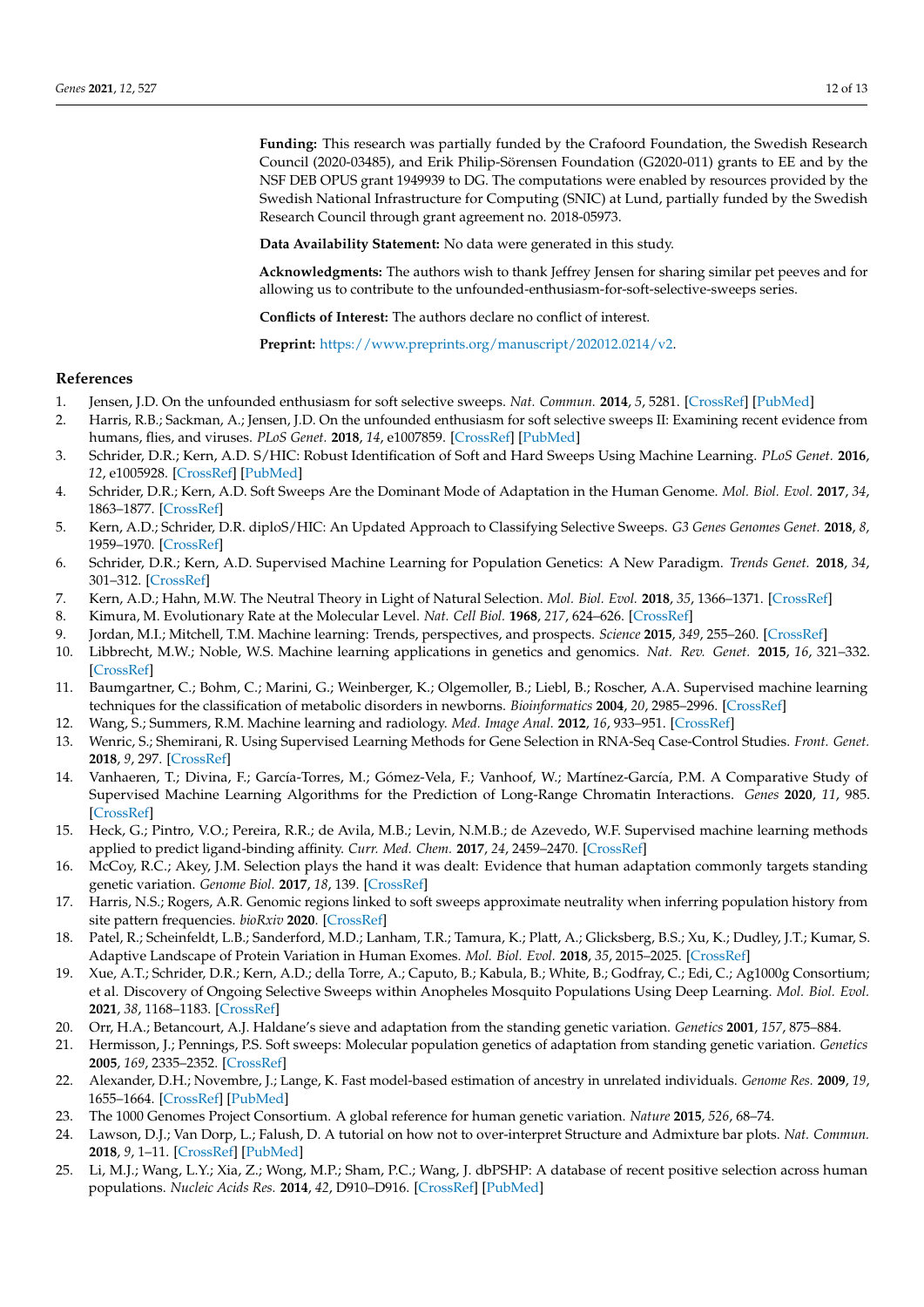**Funding:** This research was partially funded by the Crafoord Foundation, the Swedish Research Council (2020-03485), and Erik Philip-Sörensen Foundation (G2020-011) grants to EE and by the NSF DEB OPUS grant 1949939 to DG. The computations were enabled by resources provided by the Swedish National Infrastructure for Computing (SNIC) at Lund, partially funded by the Swedish Research Council through grant agreement no. 2018-05973.

**Data Availability Statement:** No data were generated in this study.

**Acknowledgments:** The authors wish to thank Jeffrey Jensen for sharing similar pet peeves and for allowing us to contribute to the unfounded-enthusiasm-for-soft-selective-sweeps series.

**Conflicts of Interest:** The authors declare no conflict of interest.

**Preprint:** https://www.preprints.org/manuscript/202012.0214/v2.

## References

1. Jensen, J.D. On the unfounded enthusiasm for soft selective sweeps. *Nat. Commun.* **2014**, *5*, 5281. [CrossRef] [PubMed]
2. Harris, R.B.; Sackman, A.; Jensen, J.D. On the unfounded enthusiasm for soft selective sweeps II: Examining recent evidence from humans, flies, and viruses. *PLoS Genet.* **2018**, *14*, e1007859. [CrossRef] [PubMed]
3. Schrider, D.R.; Kern, A.D. S/HIC: Robust Identification of Soft and Hard Sweeps Using Machine Learning. *PLoS Genet.* **2016**, *12*, e1005928. [CrossRef] [PubMed]
4. Schrider, D.R.; Kern, A.D. Soft Sweeps Are the Dominant Mode of Adaptation in the Human Genome. *Mol. Biol. Evol.* **2017**, *34*, 1863–1877. [CrossRef]
5. Kern, A.D.; Schrider, D.R. diploS/HIC: An Updated Approach to Classifying Selective Sweeps. *G3 Genes Genomes Genet.* **2018**, *8*, 1959–1970. [CrossRef]
6. Schrider, D.R.; Kern, A.D. Supervised Machine Learning for Population Genetics: A New Paradigm. *Trends Genet.* **2018**, *34*, 301–312. [CrossRef]
7. Kern, A.D.; Hahn, M.W. The Neutral Theory in Light of Natural Selection. *Mol. Biol. Evol.* **2018**, *35*, 1366–1371. [CrossRef]
8. Kimura, M. Evolutionary Rate at the Molecular Level. *Nat. Cell Biol.* **1968**, *217*, 624–626. [CrossRef]
9. Jordan, M.I.; Mitchell, T.M. Machine learning: Trends, perspectives, and prospects. *Science* **2015**, *349*, 255–260. [CrossRef]
10. Libbrecht, M.W.; Noble, W.S. Machine learning applications in genetics and genomics. *Nat. Rev. Genet.* **2015**, *16*, 321–332. [CrossRef]
11. Baumgartner, C.; Bohm, C.; Marini, G.; Weinberger, K.; Olgemoller, B.; Liebl, B.; Roscher, A.A. Supervised machine learning techniques for the classification of metabolic disorders in newborns. *Bioinformatics* **2004**, *20*, 2985–2996. [CrossRef]
12. Wang, S.; Summers, R.M. Machine learning and radiology. *Med. Image Anal.* **2012**, *16*, 933–951. [CrossRef]
13. Wenric, S.; Shemirani, R. Using Supervised Learning Methods for Gene Selection in RNA-Seq Case-Control Studies. *Front. Genet.* **2018**, *9*, 297. [CrossRef]
14. Vanhaeren, T.; Divina, F.; García-Torres, M.; Gómez-Vela, F.; Vanhoof, W.; Martínez-García, P.M. A Comparative Study of Supervised Machine Learning Algorithms for the Prediction of Long-Range Chromatin Interactions. *Genes* **2020**, *11*, 985. [CrossRef]
15. Heck, G.; Pintro, V.O.; Pereira, R.R.; de Avila, M.B.; Levin, N.M.B.; de Azevedo, W.F. Supervised machine learning methods applied to predict ligand-binding affinity. *Curr. Med. Chem.* **2017**, *24*, 2459–2470. [CrossRef]
16. McCoy, R.C.; Akey, J.M. Selection plays the hand it was dealt: Evidence that human adaptation commonly targets standing genetic variation. *Genome Biol.* **2017**, *18*, 139. [CrossRef]
17. Harris, N.S.; Rogers, A.R. Genomic regions linked to soft sweeps approximate neutrality when inferring population history from site pattern frequencies. *bioRxiv* **2020**. [CrossRef]
18. Patel, R.; Scheinfeldt, L.B.; Sanderford, M.D.; Lanham, T.R.; Tamura, K.; Platt, A.; Glicksberg, B.S.; Xu, K.; Dudley, J.T.; Kumar, S. Adaptive Landscape of Protein Variation in Human Exomes. *Mol. Biol. Evol.* **2018**, *35*, 2015–2025. [CrossRef]
19. Xue, A.T.; Schrider, D.R.; Kern, A.D.; della Torre, A.; Caputo, B.; Kabula, B.; White, B.; Godfray, C.; Edi, C.; Ag1000g Consortium; et al. Discovery of Ongoing Selective Sweeps within Anopheles Mosquito Populations Using Deep Learning. *Mol. Biol. Evol.* **2021**, *38*, 1168–1183. [CrossRef]
20. Orr, H.A.; Betancourt, A.J. Haldane's sieve and adaptation from the standing genetic variation. *Genetics* **2001**, *157*, 875–884.
21. Hermisson, J.; Pennings, P.S. Soft sweeps: Molecular population genetics of adaptation from standing genetic variation. *Genetics* **2005**, *169*, 2335–2352. [CrossRef]
22. Alexander, D.H.; Novembre, J.; Lange, K. Fast model-based estimation of ancestry in unrelated individuals. *Genome Res.* **2009**, *19*, 1655–1664. [CrossRef] [PubMed]
23. The 1000 Genomes Project Consortium. A global reference for human genetic variation. *Nature* **2015**, *526*, 68–74.
24. Lawson, D.J.; Van Dorp, L.; Falush, D. A tutorial on how not to over-interpret Structure and Admixture bar plots. *Nat. Commun.* **2018**, *9*, 1–11. [CrossRef] [PubMed]
25. Li, M.J.; Wang, L.Y.; Xia, Z.; Wong, M.P.; Sham, P.C.; Wang, J. dbPSHP: A database of recent positive selection across human populations. *Nucleic Acids Res.* **2014**, *42*, D910–D916. [CrossRef] [PubMed]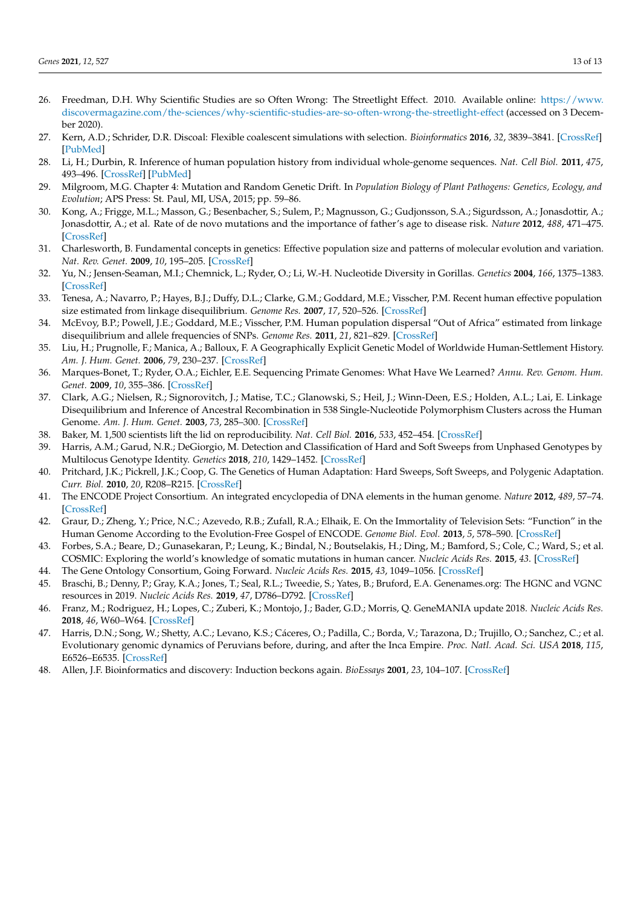26. Freedman, D.H. Why Scientific Studies are so Often Wrong: The Streetlight Effect. 2010. Available online: https://www.discovermagazine.com/the-sciences/why-scientific-studies-are-so-often-wrong-the-streetlight-effect (accessed on 3 December 2020).
27. Kern, A.D.; Schrider, D.R. Discoal: Flexible coalescent simulations with selection. *Bioinformatics* **2016**, *32*, 3839–3841. [CrossRef] [PubMed]
28. Li, H.; Durbin, R. Inference of human population history from individual whole-genome sequences. *Nat. Cell Biol.* **2011**, *475*, 493–496. [CrossRef] [PubMed]
29. Milgroom, M.G. Chapter 4: Mutation and Random Genetic Drift. In *Population Biology of Plant Pathogens: Genetics, Ecology, and Evolution*; APS Press: St. Paul, MI, USA, 2015; pp. 59–86.
30. Kong, A.; Frigge, M.L.; Masson, G.; Besenbacher, S.; Sulem, P.; Magnusson, G.; Gudjonsson, S.A.; Sigurdsson, A.; Jonasdottir, A.; Jonasdottir, A.; et al. Rate of de novo mutations and the importance of father's age to disease risk. *Nature* **2012**, *488*, 471–475. [CrossRef]
31. Charlesworth, B. Fundamental concepts in genetics: Effective population size and patterns of molecular evolution and variation. *Nat. Rev. Genet.* **2009**, *10*, 195–205. [CrossRef]
32. Yu, N.; Jensen-Seaman, M.I.; Chemnick, L.; Ryder, O.; Li, W.-H. Nucleotide Diversity in Gorillas. *Genetics* **2004**, *166*, 1375–1383. [CrossRef]
33. Tenesa, A.; Navarro, P.; Hayes, B.J.; Duffy, D.L.; Clarke, G.M.; Goddard, M.E.; Visscher, P.M. Recent human effective population size estimated from linkage disequilibrium. *Genome Res.* **2007**, *17*, 520–526. [CrossRef]
34. McEvoy, B.P.; Powell, J.E.; Goddard, M.E.; Visscher, P.M. Human population dispersal "Out of Africa" estimated from linkage disequilibrium and allele frequencies of SNPs. *Genome Res.* **2011**, *21*, 821–829. [CrossRef]
35. Liu, H.; Prugnolle, F.; Manica, A.; Balloux, F. A Geographically Explicit Genetic Model of Worldwide Human-Settlement History. *Am. J. Hum. Genet.* **2006**, *79*, 230–237. [CrossRef]
36. Marques-Bonet, T.; Ryder, O.A.; Eichler, E.E. Sequencing Primate Genomes: What Have We Learned? *Annu. Rev. Genom. Hum. Genet.* **2009**, *10*, 355–386. [CrossRef]
37. Clark, A.G.; Nielsen, R.; Signorovitch, J.; Matise, T.C.; Glanowski, S.; Heil, J.; Winn-Deen, E.S.; Holden, A.L.; Lai, E. Linkage Disequilibrium and Inference of Ancestral Recombination in 538 Single-Nucleotide Polymorphism Clusters across the Human Genome. *Am. J. Hum. Genet.* **2003**, *73*, 285–300. [CrossRef]
38. Baker, M. 1,500 scientists lift the lid on reproducibility. *Nat. Cell Biol.* **2016**, *533*, 452–454. [CrossRef]
39. Harris, A.M.; Garud, N.R.; DeGiorgio, M. Detection and Classification of Hard and Soft Sweeps from Unphased Genotypes by Multilocus Genotype Identity. *Genetics* **2018**, *210*, 1429–1452. [CrossRef]
40. Pritchard, J.K.; Pickrell, J.K.; Coop, G. The Genetics of Human Adaptation: Hard Sweeps, Soft Sweeps, and Polygenic Adaptation. *Curr. Biol.* **2010**, *20*, R208–R215. [CrossRef]
41. The ENCODE Project Consortium. An integrated encyclopedia of DNA elements in the human genome. *Nature* **2012**, *489*, 57–74. [CrossRef]
42. Graur, D.; Zheng, Y.; Price, N.C.; Azevedo, R.B.; Zufall, R.A.; Elhaik, E. On the Immortality of Television Sets: "Function" in the Human Genome According to the Evolution-Free Gospel of ENCODE. *Genome Biol. Evol.* **2013**, *5*, 578–590. [CrossRef]
43. Forbes, S.A.; Beare, D.; Gunasekaran, P.; Leung, K.; Bindal, N.; Boutselakis, H.; Ding, M.; Bamford, S.; Cole, C.; Ward, S.; et al. COSMIC: Exploring the world's knowledge of somatic mutations in human cancer. *Nucleic Acids Res.* **2015**, *43*. [CrossRef]
44. The Gene Ontology Consortium, Going Forward. *Nucleic Acids Res.* **2015**, *43*, 1049–1056. [CrossRef]
45. Braschi, B.; Denny, P.; Gray, K.A.; Jones, T.; Seal, R.L.; Tweedie, S.; Yates, B.; Bruford, E.A. Genenames.org: The HGNC and VGNC resources in 2019. *Nucleic Acids Res.* **2019**, *47*, D786–D792. [CrossRef]
46. Franz, M.; Rodriguez, H.; Lopes, C.; Zuberi, K.; Montojo, J.; Bader, G.D.; Morris, Q. GeneMANIA update 2018. *Nucleic Acids Res.* **2018**, *46*, W60–W64. [CrossRef]
47. Harris, D.N.; Song, W.; Shetty, A.C.; Levano, K.S.; Cáceres, O.; Padilla, C.; Borda, V.; Tarazona, D.; Trujillo, O.; Sanchez, C.; et al. Evolutionary genomic dynamics of Peruvians before, during, and after the Inca Empire. *Proc. Natl. Acad. Sci. USA* **2018**, *115*, E6526–E6535. [CrossRef]
48. Allen, J.F. Bioinformatics and discovery: Induction beckons again. *BioEssays* **2001**, *23*, 104–107. [CrossRef]